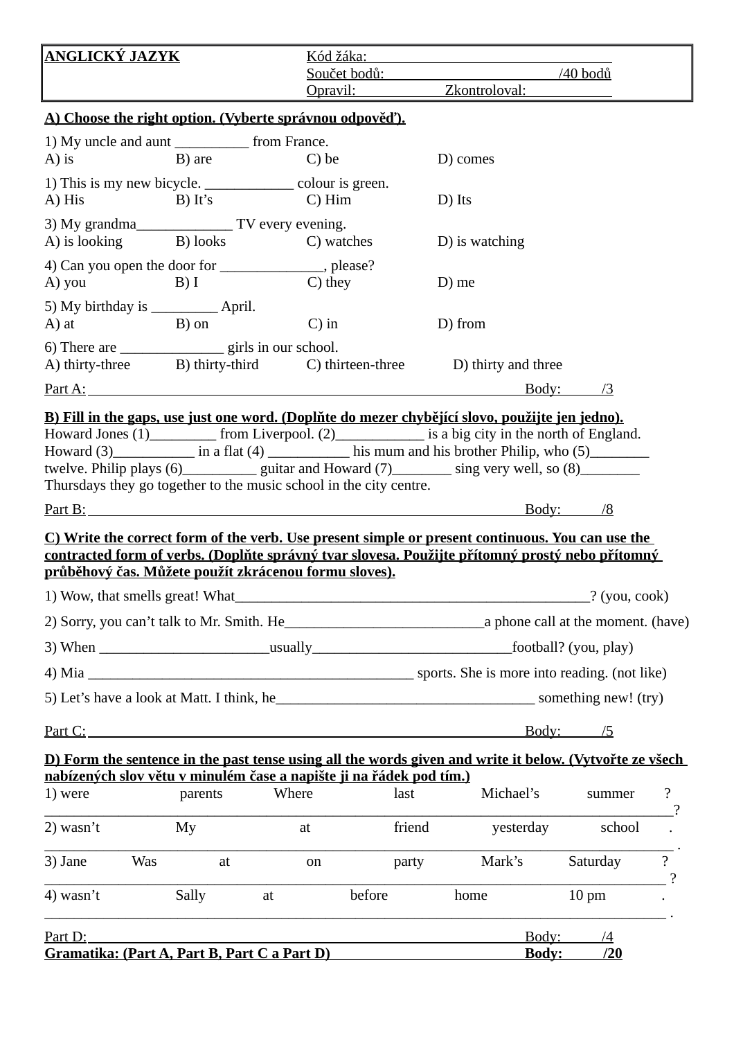| **ANGLICKÝ JAZYK** | Kód žáka: |
|---|---|
| | Součet bodů: /40 bodů |
| | Opravil: Zkontroloval: |

**A) Choose the right option. (Vyberte správnou odpověď).**

1) My uncle and aunt __________ from France.
A) is B) are C) be D) comes

1) This is my new bicycle. ____________ colour is green.
A) His B) It's C) Him D) Its

3) My grandma_____________ TV every evening.
A) is looking B) looks C) watches D) is watching

4) Can you open the door for ______________, please?
A) you B) I C) they D) me

5) My birthday is _________ April.
A) at B) on C) in D) from

6) There are ______________ girls in our school.
A) thirty-three B) thirty-third C) thirteen-three D) thirty and three

Part A: Body: /3

**B) Fill in the gaps, use just one word. (Doplňte do mezer chybějící slovo, použijte jen jedno).**

Howard Jones (1)_________ from Liverpool. (2)____________ is a big city in the north of England. Howard (3)___________ in a flat (4) ___________ his mum and his brother Philip, who (5)________ twelve. Philip plays (6)__________ guitar and Howard (7)________ sing very well, so (8)________ Thursdays they go together to the music school in the city centre.

Part B: Body: /8

**C) Write the correct form of the verb. Use present simple or present continuous. You can use the contracted form of verbs. (Doplňte správný tvar slovesa. Použijte přítomný prostý nebo přítomný průběhový čas. Můžete použít zkrácenou formu sloves).**

1) Wow, that smells great! What__________________________________________________? (you, cook)

2) Sorry, you can't talk to Mr. Smith. He___________________________a phone call at the moment. (have)

3) When _______________________usually___________________________football? (you, play)

4) Mia ____________________________________________ sports. She is more into reading. (not like)

5) Let's have a look at Matt. I think, he___________________________________ something new! (try)

Part C: Body: /5

**D) Form the sentence in the past tense using all the words given and write it below. (Vytvořte ze všech nabízených slov větu v minulém čase a napište ji na řádek pod tím.)**

1) were parents Where last Michael's summer ?
______________________________________________________________________________?

2) wasn't My at friend yesterday school .
______________________________________________________________________________ .

3) Jane Was at on party Mark's Saturday ?
______________________________________________________________________________ ?

4) wasn't Sally at before home 10 pm .
______________________________________________________________________________ .

Part D: Body: /4

**Gramatika: (Part A, Part B, Part C a Part D) Body: /20**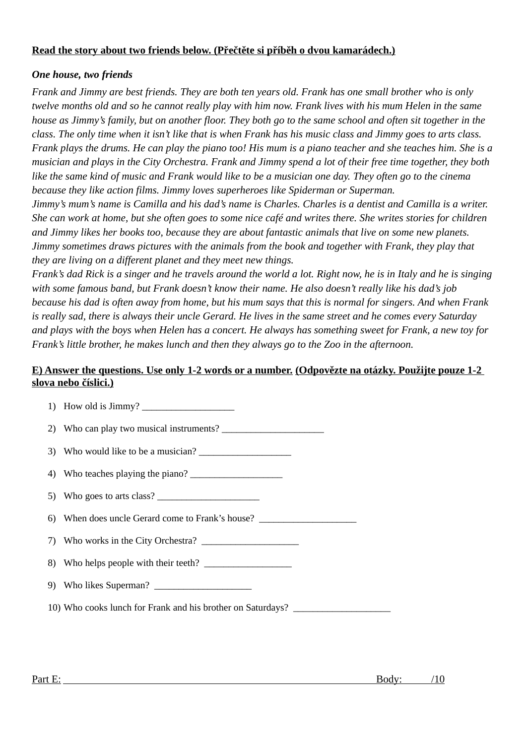**<u>Read the story about two friends below. (Přečtěte si příběh o dvou kamarádech.)</u>**

***One house, two friends***

*Frank and Jimmy are best friends. They are both ten years old. Frank has one small brother who is only twelve months old and so he cannot really play with him now. Frank lives with his mum Helen in the same house as Jimmy's family, but on another floor. They both go to the same school and often sit together in the class. The only time when it isn't like that is when Frank has his music class and Jimmy goes to arts class. Frank plays the drums. He can play the piano too! His mum is a piano teacher and she teaches him. She is a musician and plays in the City Orchestra. Frank and Jimmy spend a lot of their free time together, they both like the same kind of music and Frank would like to be a musician one day. They often go to the cinema because they like action films. Jimmy loves superheroes like Spiderman or Superman.*
*Jimmy's mum's name is Camilla and his dad's name is Charles. Charles is a dentist and Camilla is a writer. She can work at home, but she often goes to some nice café and writes there. She writes stories for children and Jimmy likes her books too, because they are about fantastic animals that live on some new planets. Jimmy sometimes draws pictures with the animals from the book and together with Frank, they play that they are living on a different planet and they meet new things.*
*Frank's dad Rick is a singer and he travels around the world a lot. Right now, he is in Italy and he is singing with some famous band, but Frank doesn't know their name. He also doesn't really like his dad's job because his dad is often away from home, but his mum says that this is normal for singers. And when Frank is really sad, there is always their uncle Gerard. He lives in the same street and he comes every Saturday and plays with the boys when Helen has a concert. He always has something sweet for Frank, a new toy for Frank's little brother, he makes lunch and then they always go to the Zoo in the afternoon.*

**<u>E) Answer the questions. Use only 1-2 words or a number. (Odpovězte na otázky. Použijte pouze 1-2 slova nebo číslici.)</u>**

1) How old is Jimmy? ___________________
2) Who can play two musical instruments? _____________________
3) Who would like to be a musician? ___________________
4) Who teaches playing the piano? ___________________
5) Who goes to arts class? _____________________
6) When does uncle Gerard come to Frank's house? ____________________
7) Who works in the City Orchestra? ____________________
8) Who helps people with their teeth? __________________
9) Who likes Superman? ____________________
10) Who cooks lunch for Frank and his brother on Saturdays? ____________________

Part E: ______________________________________________ Body: ___ /10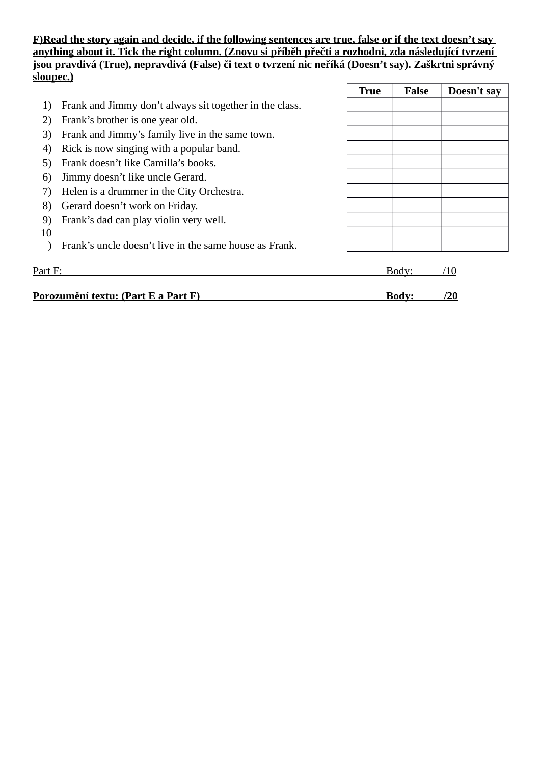**F)Read the story again and decide, if the following sentences are true, false or if the text doesn't say anything about it. Tick the right column. (Znovu si příběh přečti a rozhodni, zda následující tvrzení jsou pravdivá (True), nepravdivá (False) či text o tvrzení nic neříká (Doesn't say). Zaškrtni správný sloupec.)**

| | True | False | Doesn't say |
|---|---|---|---|
| 1) Frank and Jimmy don't always sit together in the class. | | | |
| 2) Frank's brother is one year old. | | | |
| 3) Frank and Jimmy's family live in the same town. | | | |
| 4) Rick is now singing with a popular band. | | | |
| 5) Frank doesn't like Camilla's books. | | | |
| 6) Jimmy doesn't like uncle Gerard. | | | |
| 7) Helen is a drummer in the City Orchestra. | | | |
| 8) Gerard doesn't work on Friday. | | | |
| 9) Frank's dad can play violin very well. | | | |
| 10) Frank's uncle doesn't live in the same house as Frank. | | | |

Part F: Body: /10

**Porozumění textu: (Part E a Part F) Body: /20**